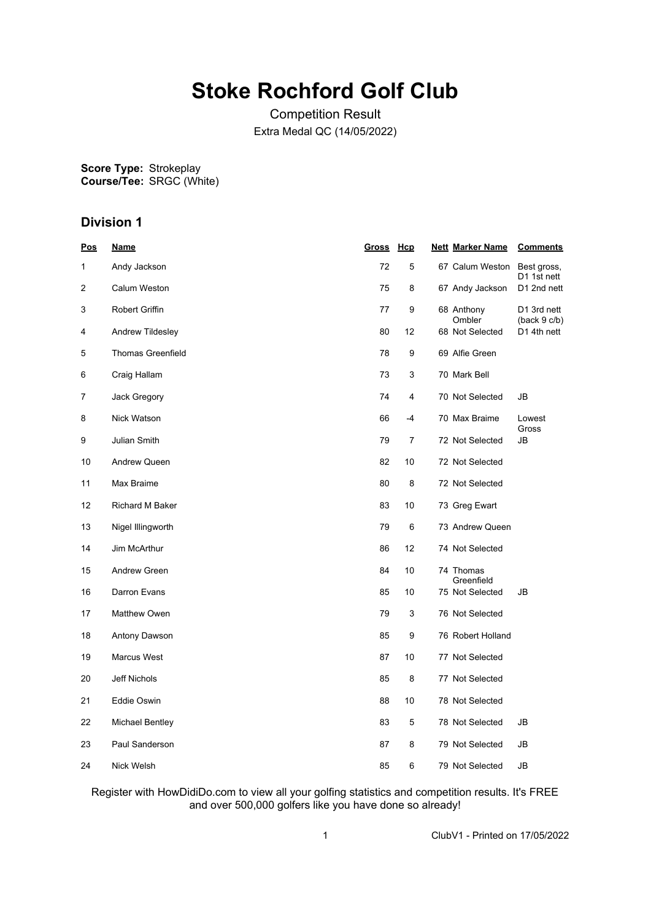# Stoke Rochford Golf Club

Competition Result

Extra Medal QC (14/05/2022)

**Score Type:** Strokeplay
**Course/Tee:** SRGC (White)

## Division 1

| Pos | Name | Gross | Hcp | Nett | Marker Name | Comments |
|---|---|---|---|---|---|---|
| 1 | Andy Jackson | 72 | 5 | 67 | Calum Weston | Best gross, D1 1st nett |
| 2 | Calum Weston | 75 | 8 | 67 | Andy Jackson | D1 2nd nett |
| 3 | Robert Griffin | 77 | 9 | 68 | Anthony Ombler | D1 3rd nett (back 9 c/b) |
| 4 | Andrew Tildesley | 80 | 12 | 68 | Not Selected | D1 4th nett |
| 5 | Thomas Greenfield | 78 | 9 | 69 | Alfie Green | |
| 6 | Craig Hallam | 73 | 3 | 70 | Mark Bell | |
| 7 | Jack Gregory | 74 | 4 | 70 | Not Selected | JB |
| 8 | Nick Watson | 66 | -4 | 70 | Max Braime | Lowest Gross |
| 9 | Julian Smith | 79 | 7 | 72 | Not Selected | JB |
| 10 | Andrew Queen | 82 | 10 | 72 | Not Selected | |
| 11 | Max Braime | 80 | 8 | 72 | Not Selected | |
| 12 | Richard M Baker | 83 | 10 | 73 | Greg Ewart | |
| 13 | Nigel Illingworth | 79 | 6 | 73 | Andrew Queen | |
| 14 | Jim McArthur | 86 | 12 | 74 | Not Selected | |
| 15 | Andrew Green | 84 | 10 | 74 | Thomas Greenfield | |
| 16 | Darron Evans | 85 | 10 | 75 | Not Selected | JB |
| 17 | Matthew Owen | 79 | 3 | 76 | Not Selected | |
| 18 | Antony Dawson | 85 | 9 | 76 | Robert Holland | |
| 19 | Marcus West | 87 | 10 | 77 | Not Selected | |
| 20 | Jeff Nichols | 85 | 8 | 77 | Not Selected | |
| 21 | Eddie Oswin | 88 | 10 | 78 | Not Selected | |
| 22 | Michael Bentley | 83 | 5 | 78 | Not Selected | JB |
| 23 | Paul Sanderson | 87 | 8 | 79 | Not Selected | JB |
| 24 | Nick Welsh | 85 | 6 | 79 | Not Selected | JB |

Register with HowDidiDo.com to view all your golfing statistics and competition results. It's FREE and over 500,000 golfers like you have done so already!

ClubV1 - Printed on 17/05/2022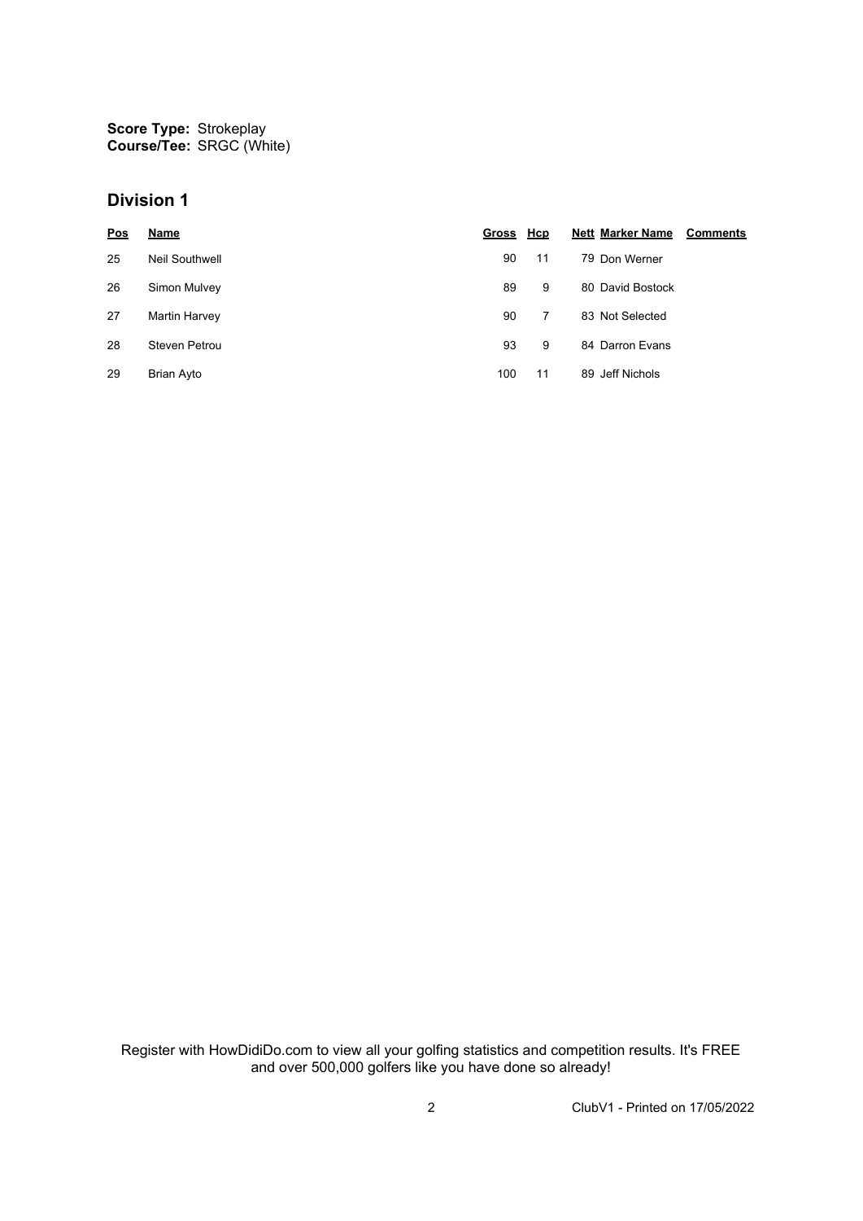**Score Type:** Strokeplay
**Course/Tee:** SRGC (White)

## Division 1

| Pos | Name | Gross | Hcp | Nett | Marker Name | Comments |
|---|---|---|---|---|---|---|
| 25 | Neil Southwell | 90 | 11 | 79 | Don Werner | |
| 26 | Simon Mulvey | 89 | 9 | 80 | David Bostock | |
| 27 | Martin Harvey | 90 | 7 | 83 | Not Selected | |
| 28 | Steven Petrou | 93 | 9 | 84 | Darron Evans | |
| 29 | Brian Ayto | 100 | 11 | 89 | Jeff Nichols | |

Register with HowDidiDo.com to view all your golfing statistics and competition results. It's FREE and over 500,000 golfers like you have done so already!

ClubV1 - Printed on 17/05/2022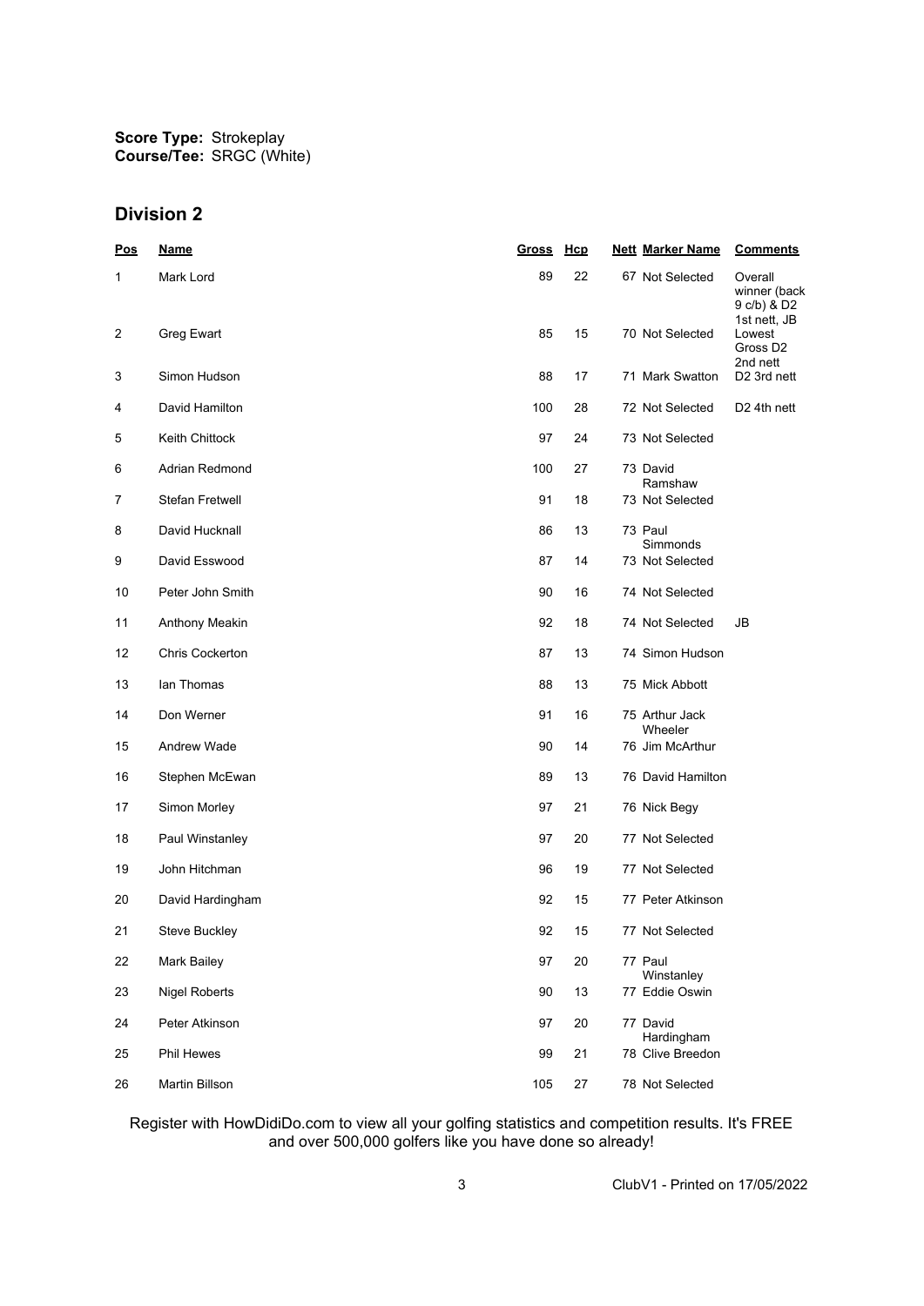**Score Type:** Strokeplay
**Course/Tee:** SRGC (White)

## Division 2

| Pos | Name | Gross | Hcp | Nett | Marker Name | Comments |
|---|---|---|---|---|---|---|
| 1 | Mark Lord | 89 | 22 | 67 | Not Selected | Overall winner (back 9 c/b) & D2 1st nett, JB |
| 2 | Greg Ewart | 85 | 15 | 70 | Not Selected | Lowest Gross D2 2nd nett |
| 3 | Simon Hudson | 88 | 17 | 71 | Mark Swatton | D2 3rd nett |
| 4 | David Hamilton | 100 | 28 | 72 | Not Selected | D2 4th nett |
| 5 | Keith Chittock | 97 | 24 | 73 | Not Selected | |
| 6 | Adrian Redmond | 100 | 27 | 73 | David Ramshaw | |
| 7 | Stefan Fretwell | 91 | 18 | 73 | Not Selected | |
| 8 | David Hucknall | 86 | 13 | 73 | Paul Simmonds | |
| 9 | David Esswood | 87 | 14 | 73 | Not Selected | |
| 10 | Peter John Smith | 90 | 16 | 74 | Not Selected | |
| 11 | Anthony Meakin | 92 | 18 | 74 | Not Selected | JB |
| 12 | Chris Cockerton | 87 | 13 | 74 | Simon Hudson | |
| 13 | Ian Thomas | 88 | 13 | 75 | Mick Abbott | |
| 14 | Don Werner | 91 | 16 | 75 | Arthur Jack Wheeler | |
| 15 | Andrew Wade | 90 | 14 | 76 | Jim McArthur | |
| 16 | Stephen McEwan | 89 | 13 | 76 | David Hamilton | |
| 17 | Simon Morley | 97 | 21 | 76 | Nick Begy | |
| 18 | Paul Winstanley | 97 | 20 | 77 | Not Selected | |
| 19 | John Hitchman | 96 | 19 | 77 | Not Selected | |
| 20 | David Hardingham | 92 | 15 | 77 | Peter Atkinson | |
| 21 | Steve Buckley | 92 | 15 | 77 | Not Selected | |
| 22 | Mark Bailey | 97 | 20 | 77 | Paul Winstanley | |
| 23 | Nigel Roberts | 90 | 13 | 77 | Eddie Oswin | |
| 24 | Peter Atkinson | 97 | 20 | 77 | David Hardingham | |
| 25 | Phil Hewes | 99 | 21 | 78 | Clive Breedon | |
| 26 | Martin Billson | 105 | 27 | 78 | Not Selected | |

Register with HowDidiDo.com to view all your golfing statistics and competition results. It's FREE and over 500,000 golfers like you have done so already!

ClubV1 - Printed on 17/05/2022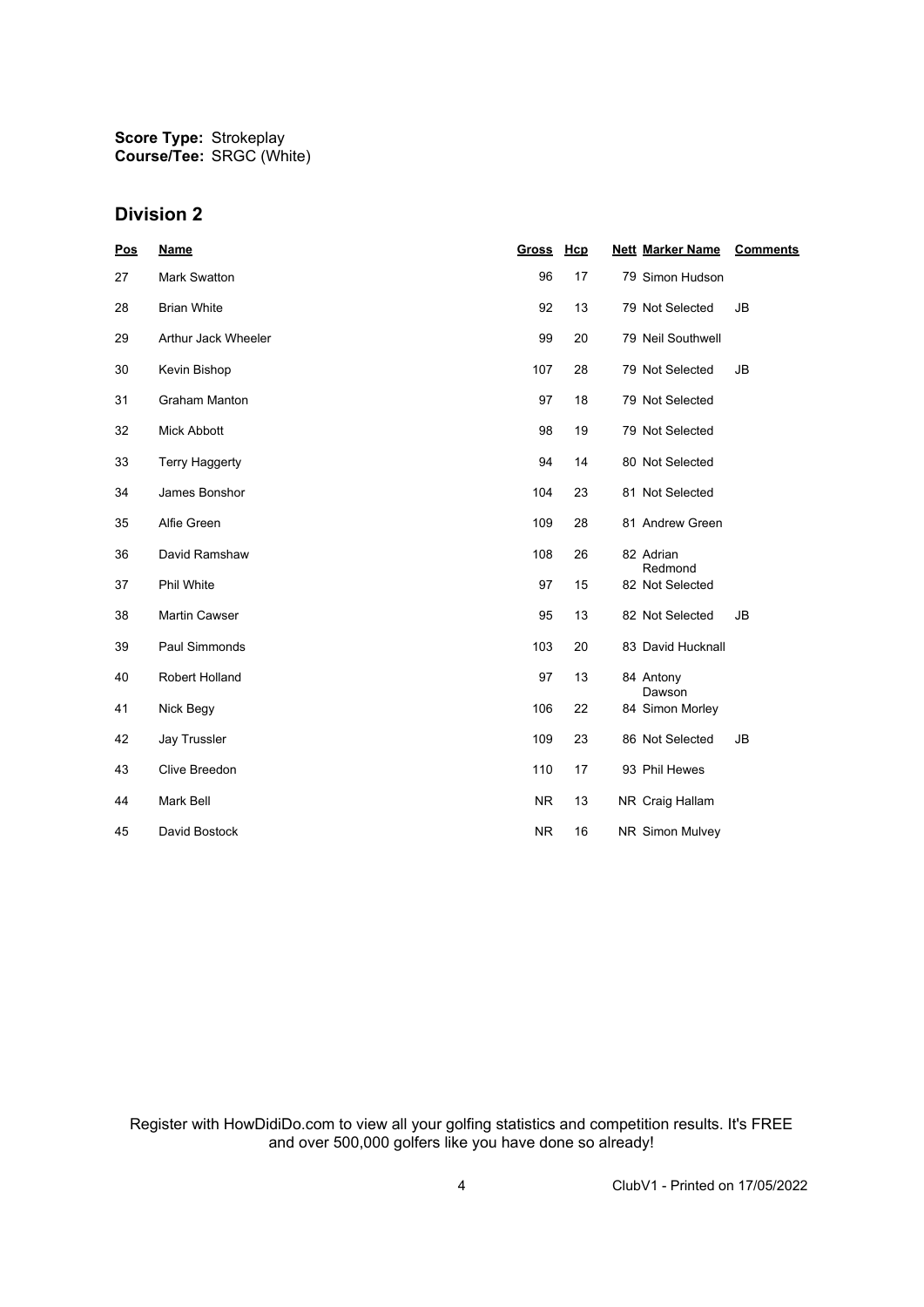**Score Type:** Strokeplay
**Course/Tee:** SRGC (White)

## Division 2

| Pos | Name | Gross | Hcp | Nett | Marker Name | Comments |
|---|---|---|---|---|---|---|
| 27 | Mark Swatton | 96 | 17 | 79 | Simon Hudson | |
| 28 | Brian White | 92 | 13 | 79 | Not Selected | JB |
| 29 | Arthur Jack Wheeler | 99 | 20 | 79 | Neil Southwell | |
| 30 | Kevin Bishop | 107 | 28 | 79 | Not Selected | JB |
| 31 | Graham Manton | 97 | 18 | 79 | Not Selected | |
| 32 | Mick Abbott | 98 | 19 | 79 | Not Selected | |
| 33 | Terry Haggerty | 94 | 14 | 80 | Not Selected | |
| 34 | James Bonshor | 104 | 23 | 81 | Not Selected | |
| 35 | Alfie Green | 109 | 28 | 81 | Andrew Green | |
| 36 | David Ramshaw | 108 | 26 | 82 | Adrian Redmond | |
| 37 | Phil White | 97 | 15 | 82 | Not Selected | |
| 38 | Martin Cawser | 95 | 13 | 82 | Not Selected | JB |
| 39 | Paul Simmonds | 103 | 20 | 83 | David Hucknall | |
| 40 | Robert Holland | 97 | 13 | 84 | Antony Dawson | |
| 41 | Nick Begy | 106 | 22 | 84 | Simon Morley | |
| 42 | Jay Trussler | 109 | 23 | 86 | Not Selected | JB |
| 43 | Clive Breedon | 110 | 17 | 93 | Phil Hewes | |
| 44 | Mark Bell | NR | 13 | NR | Craig Hallam | |
| 45 | David Bostock | NR | 16 | NR | Simon Mulvey | |

Register with HowDidiDo.com to view all your golfing statistics and competition results. It's FREE and over 500,000 golfers like you have done so already!

ClubV1 - Printed on 17/05/2022